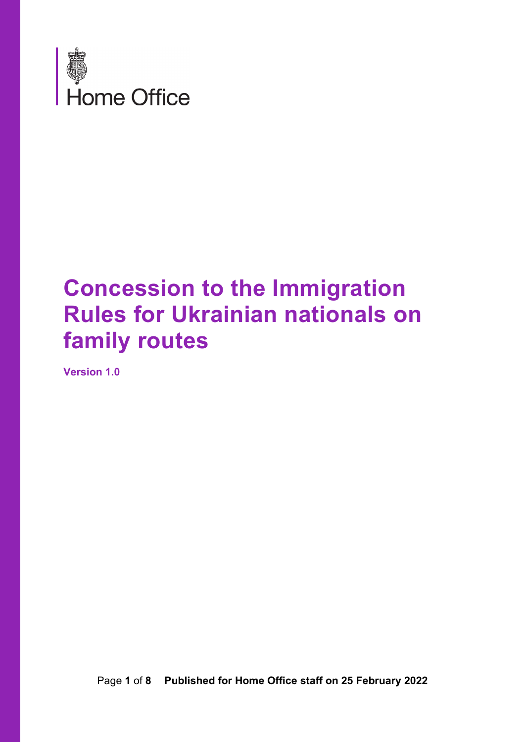Home Office

# Concession to the Immigration Rules for Ukrainian nationals on family routes

**Version 1.0**

**Published for Home Office staff on 25 February 2022**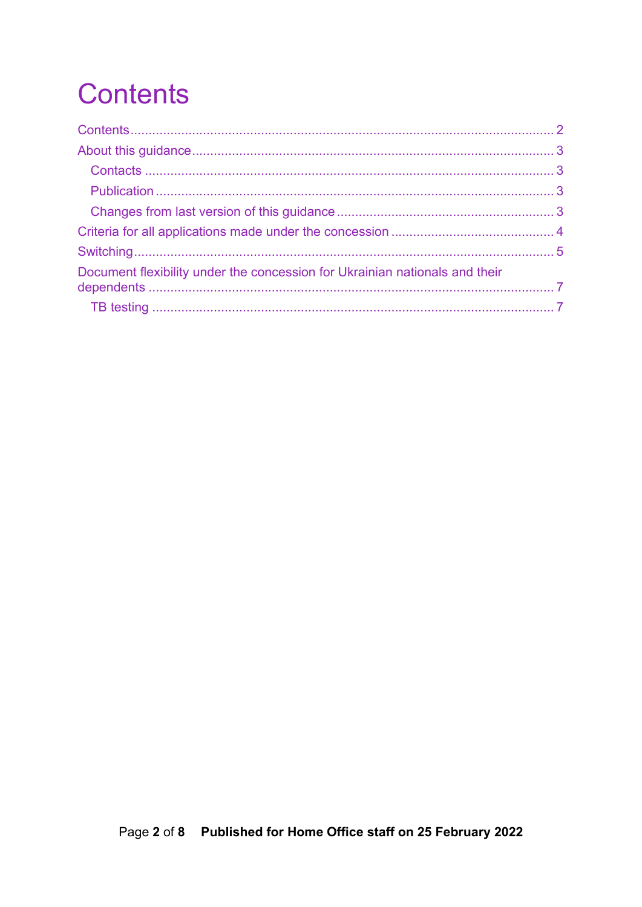# Contents

Contents ..... 2
About this guidance ..... 3
- Contacts ..... 3
- Publication ..... 3
- Changes from last version of this guidance ..... 3

Criteria for all applications made under the concession ..... 4
Switching ..... 5
Document flexibility under the concession for Ukrainian nationals and their dependents ..... 7
- TB testing ..... 7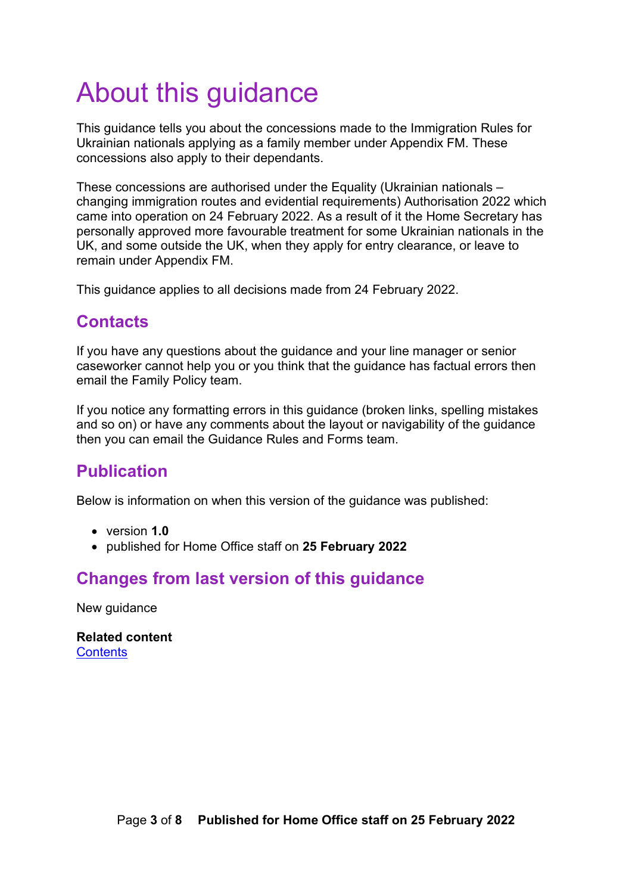# About this guidance

This guidance tells you about the concessions made to the Immigration Rules for Ukrainian nationals applying as a family member under Appendix FM. These concessions also apply to their dependants.

These concessions are authorised under the Equality (Ukrainian nationals – changing immigration routes and evidential requirements) Authorisation 2022 which came into operation on 24 February 2022. As a result of it the Home Secretary has personally approved more favourable treatment for some Ukrainian nationals in the UK, and some outside the UK, when they apply for entry clearance, or leave to remain under Appendix FM.

This guidance applies to all decisions made from 24 February 2022.

## Contacts

If you have any questions about the guidance and your line manager or senior caseworker cannot help you or you think that the guidance has factual errors then email the Family Policy team.

If you notice any formatting errors in this guidance (broken links, spelling mistakes and so on) or have any comments about the layout or navigability of the guidance then you can email the Guidance Rules and Forms team.

## Publication

Below is information on when this version of the guidance was published:

- version **1.0**
- published for Home Office staff on **25 February 2022**

## Changes from last version of this guidance

New guidance

**Related content**
Contents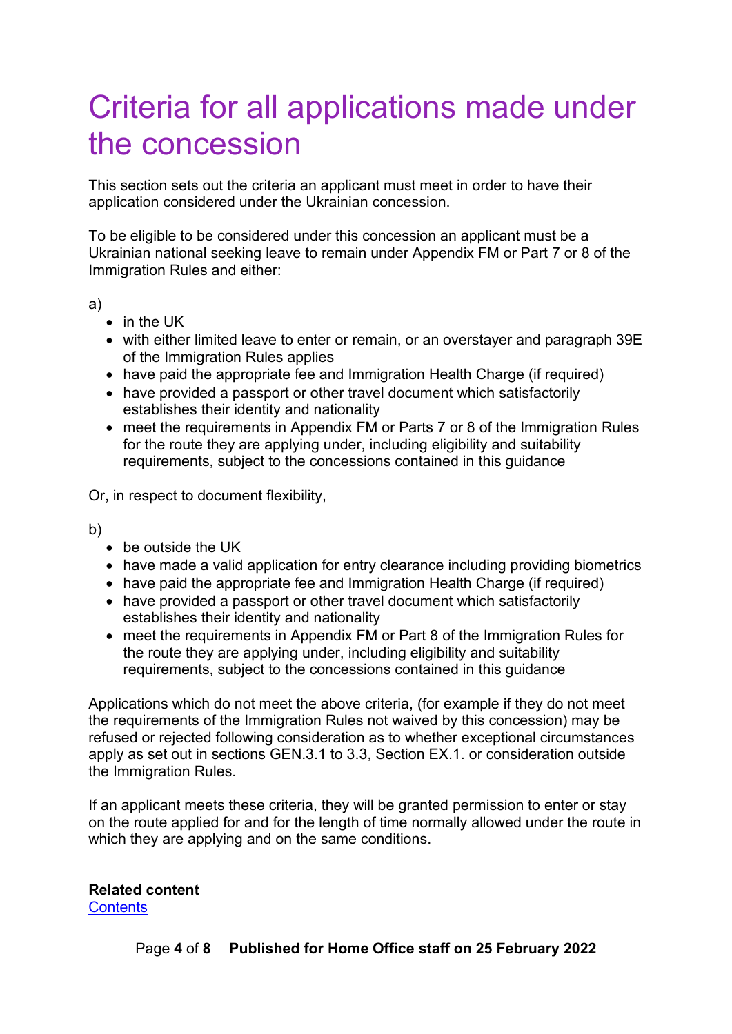# Criteria for all applications made under the concession

This section sets out the criteria an applicant must meet in order to have their application considered under the Ukrainian concession.

To be eligible to be considered under this concession an applicant must be a Ukrainian national seeking leave to remain under Appendix FM or Part 7 or 8 of the Immigration Rules and either:

a)

- in the UK
- with either limited leave to enter or remain, or an overstayer and paragraph 39E of the Immigration Rules applies
- have paid the appropriate fee and Immigration Health Charge (if required)
- have provided a passport or other travel document which satisfactorily establishes their identity and nationality
- meet the requirements in Appendix FM or Parts 7 or 8 of the Immigration Rules for the route they are applying under, including eligibility and suitability requirements, subject to the concessions contained in this guidance

Or, in respect to document flexibility,

b)

- be outside the UK
- have made a valid application for entry clearance including providing biometrics
- have paid the appropriate fee and Immigration Health Charge (if required)
- have provided a passport or other travel document which satisfactorily establishes their identity and nationality
- meet the requirements in Appendix FM or Part 8 of the Immigration Rules for the route they are applying under, including eligibility and suitability requirements, subject to the concessions contained in this guidance

Applications which do not meet the above criteria, (for example if they do not meet the requirements of the Immigration Rules not waived by this concession) may be refused or rejected following consideration as to whether exceptional circumstances apply as set out in sections GEN.3.1 to 3.3, Section EX.1. or consideration outside the Immigration Rules.

If an applicant meets these criteria, they will be granted permission to enter or stay on the route applied for and for the length of time normally allowed under the route in which they are applying and on the same conditions.

**Related content**
[Contents]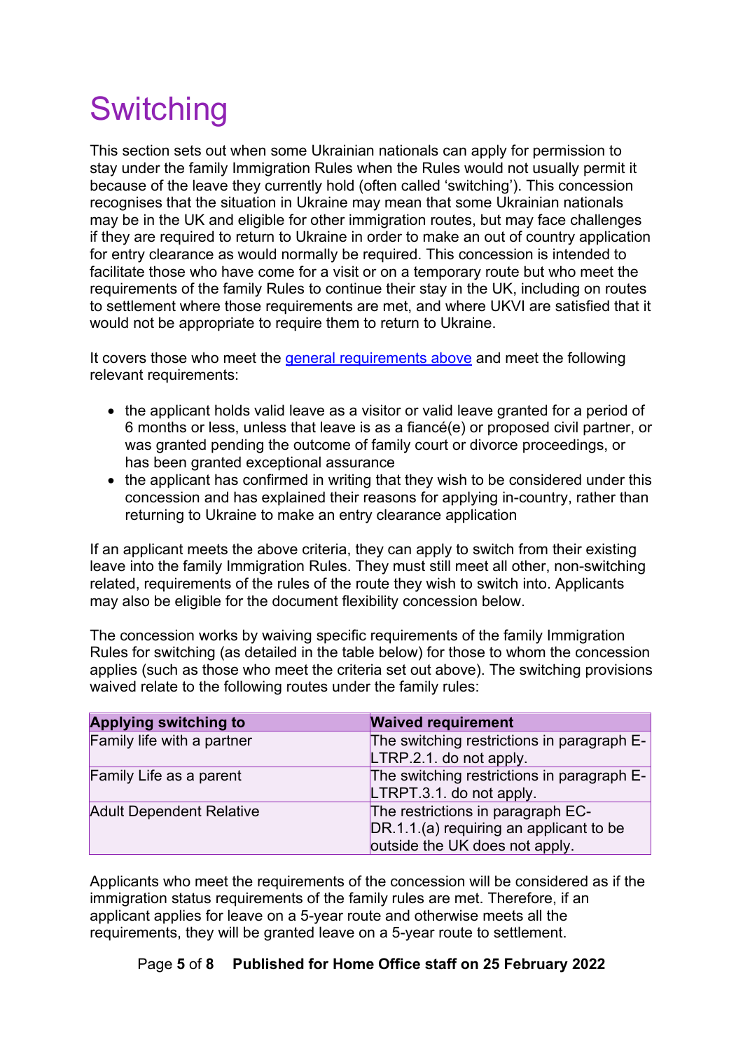# Switching

This section sets out when some Ukrainian nationals can apply for permission to stay under the family Immigration Rules when the Rules would not usually permit it because of the leave they currently hold (often called 'switching'). This concession recognises that the situation in Ukraine may mean that some Ukrainian nationals may be in the UK and eligible for other immigration routes, but may face challenges if they are required to return to Ukraine in order to make an out of country application for entry clearance as would normally be required. This concession is intended to facilitate those who have come for a visit or on a temporary route but who meet the requirements of the family Rules to continue their stay in the UK, including on routes to settlement where those requirements are met, and where UKVI are satisfied that it would not be appropriate to require them to return to Ukraine.

It covers those who meet the [general requirements above](#) and meet the following relevant requirements:

- the applicant holds valid leave as a visitor or valid leave granted for a period of 6 months or less, unless that leave is as a fiancé(e) or proposed civil partner, or was granted pending the outcome of family court or divorce proceedings, or has been granted exceptional assurance
- the applicant has confirmed in writing that they wish to be considered under this concession and has explained their reasons for applying in-country, rather than returning to Ukraine to make an entry clearance application

If an applicant meets the above criteria, they can apply to switch from their existing leave into the family Immigration Rules. They must still meet all other, non-switching related, requirements of the rules of the route they wish to switch into. Applicants may also be eligible for the document flexibility concession below.

The concession works by waiving specific requirements of the family Immigration Rules for switching (as detailed in the table below) for those to whom the concession applies (such as those who meet the criteria set out above). The switching provisions waived relate to the following routes under the family rules:

| Applying switching to | Waived requirement |
| --- | --- |
| Family life with a partner | The switching restrictions in paragraph E-LTRP.2.1. do not apply. |
| Family Life as a parent | The switching restrictions in paragraph E-LTRPT.3.1. do not apply. |
| Adult Dependent Relative | The restrictions in paragraph EC-DR.1.1.(a) requiring an applicant to be outside the UK does not apply. |

Applicants who meet the requirements of the concession will be considered as if the immigration status requirements of the family rules are met. Therefore, if an applicant applies for leave on a 5-year route and otherwise meets all the requirements, they will be granted leave on a 5-year route to settlement.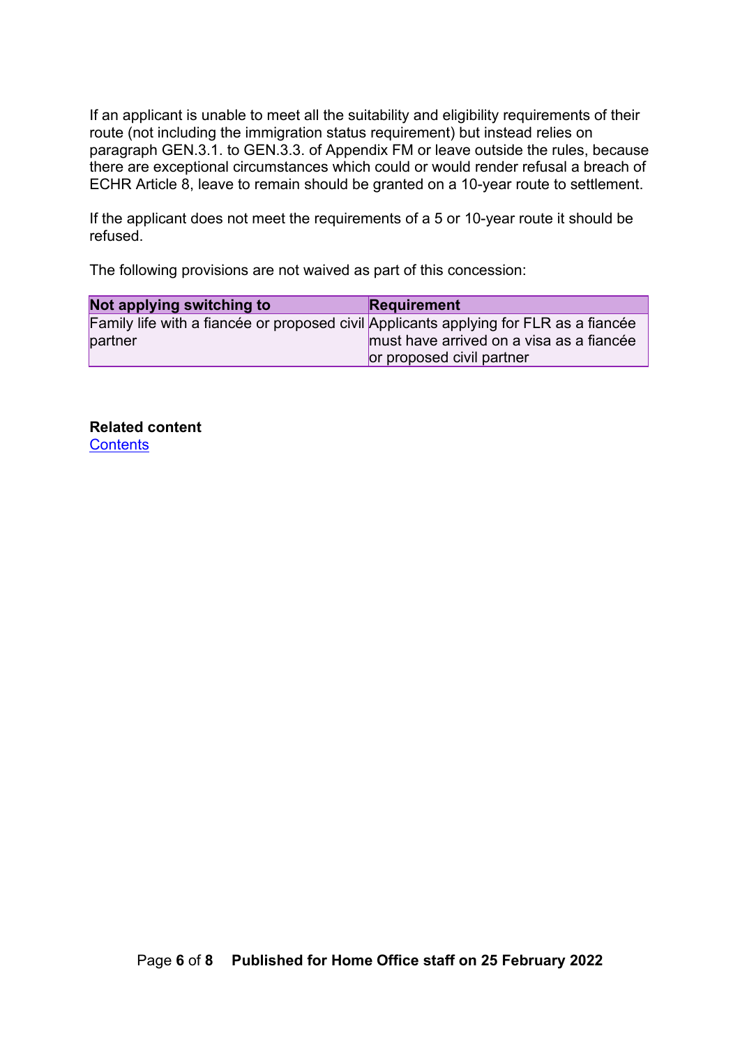If an applicant is unable to meet all the suitability and eligibility requirements of their route (not including the immigration status requirement) but instead relies on paragraph GEN.3.1. to GEN.3.3. of Appendix FM or leave outside the rules, because there are exceptional circumstances which could or would render refusal a breach of ECHR Article 8, leave to remain should be granted on a 10-year route to settlement.

If the applicant does not meet the requirements of a 5 or 10-year route it should be refused.

The following provisions are not waived as part of this concession:

| Not applying switching to | Requirement |
| --- | --- |
| Family life with a fiancée or proposed civil partner | Applicants applying for FLR as a fiancée must have arrived on a visa as a fiancée or proposed civil partner |

**Related content**
Contents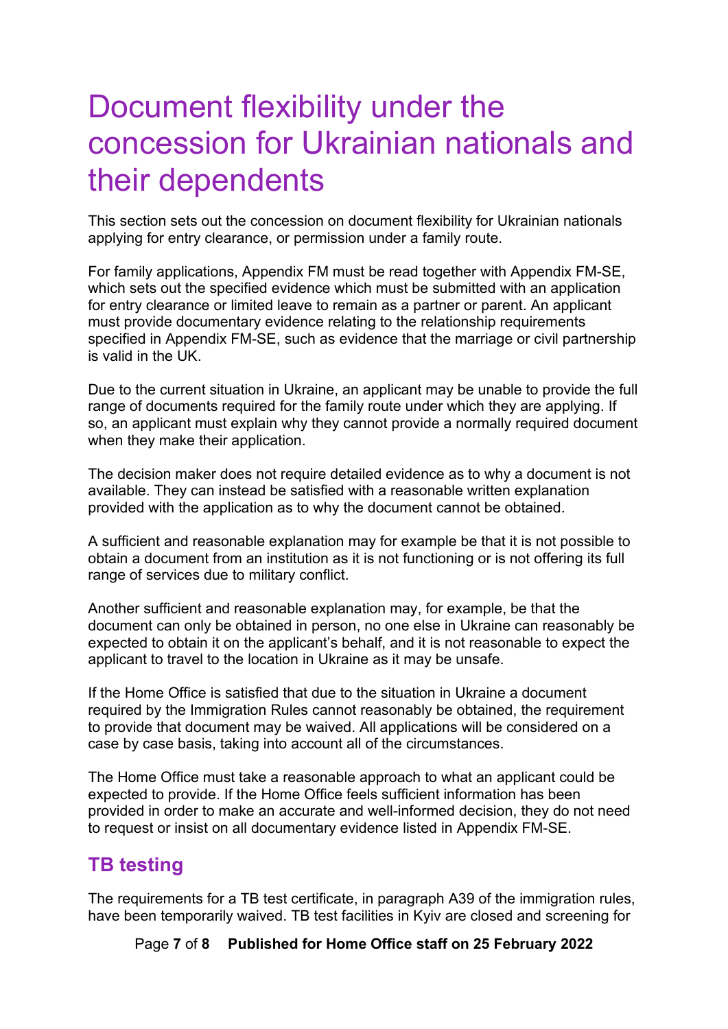# Document flexibility under the concession for Ukrainian nationals and their dependents

This section sets out the concession on document flexibility for Ukrainian nationals applying for entry clearance, or permission under a family route.

For family applications, Appendix FM must be read together with Appendix FM-SE, which sets out the specified evidence which must be submitted with an application for entry clearance or limited leave to remain as a partner or parent. An applicant must provide documentary evidence relating to the relationship requirements specified in Appendix FM-SE, such as evidence that the marriage or civil partnership is valid in the UK.

Due to the current situation in Ukraine, an applicant may be unable to provide the full range of documents required for the family route under which they are applying. If so, an applicant must explain why they cannot provide a normally required document when they make their application.

The decision maker does not require detailed evidence as to why a document is not available. They can instead be satisfied with a reasonable written explanation provided with the application as to why the document cannot be obtained.

A sufficient and reasonable explanation may for example be that it is not possible to obtain a document from an institution as it is not functioning or is not offering its full range of services due to military conflict.

Another sufficient and reasonable explanation may, for example, be that the document can only be obtained in person, no one else in Ukraine can reasonably be expected to obtain it on the applicant's behalf, and it is not reasonable to expect the applicant to travel to the location in Ukraine as it may be unsafe.

If the Home Office is satisfied that due to the situation in Ukraine a document required by the Immigration Rules cannot reasonably be obtained, the requirement to provide that document may be waived. All applications will be considered on a case by case basis, taking into account all of the circumstances.

The Home Office must take a reasonable approach to what an applicant could be expected to provide. If the Home Office feels sufficient information has been provided in order to make an accurate and well-informed decision, they do not need to request or insist on all documentary evidence listed in Appendix FM-SE.

## TB testing

The requirements for a TB test certificate, in paragraph A39 of the immigration rules, have been temporarily waived. TB test facilities in Kyiv are closed and screening for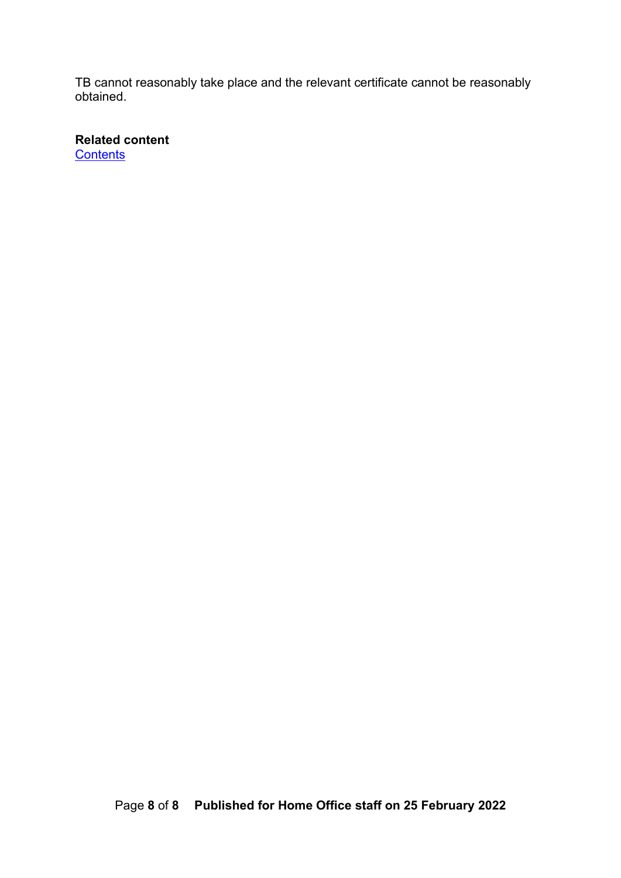TB cannot reasonably take place and the relevant certificate cannot be reasonably obtained.

**Related content**
Contents